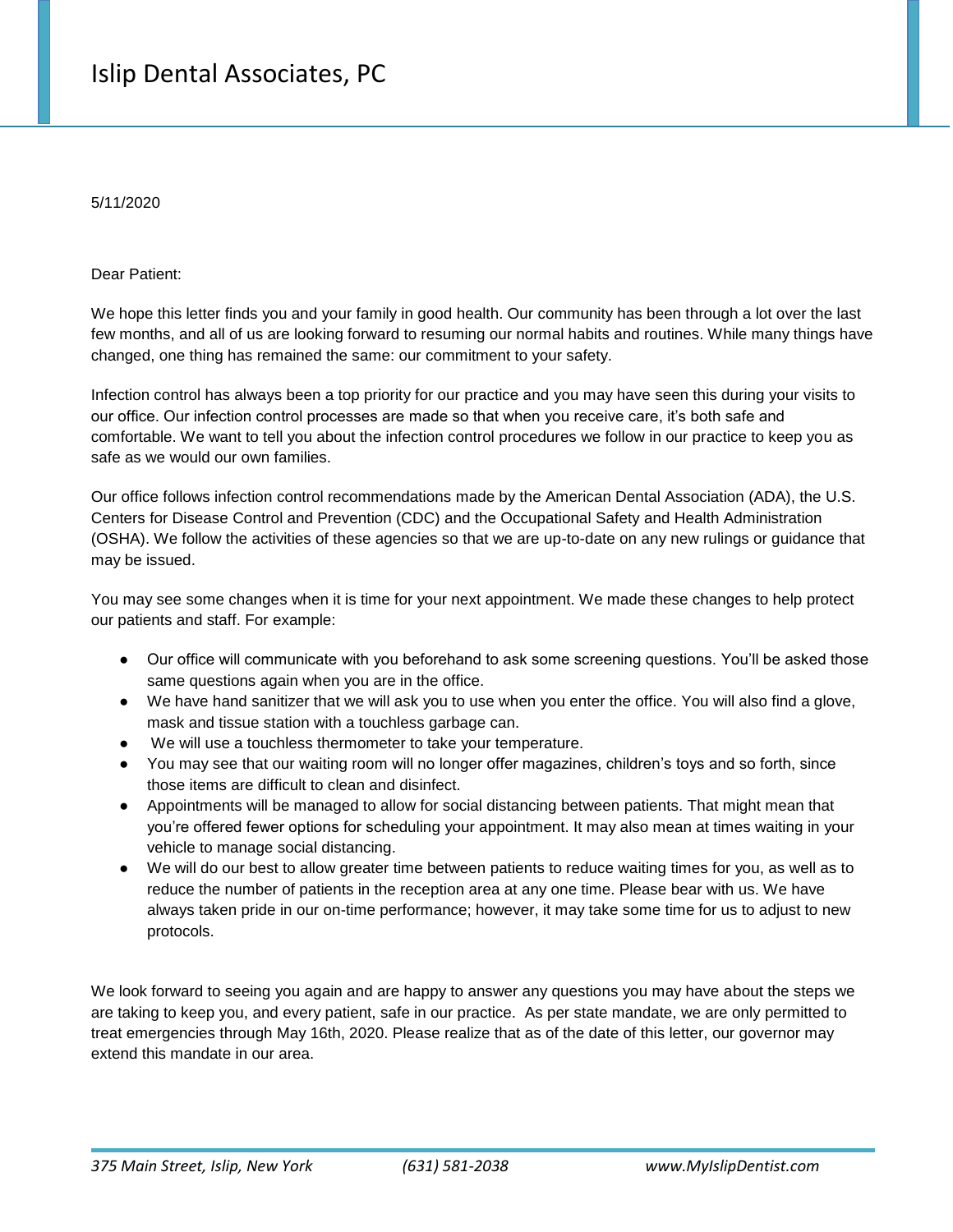# Islip Dental Associates, PC

5/11/2020

Dear Patient:

We hope this letter finds you and your family in good health. Our community has been through a lot over the last few months, and all of us are looking forward to resuming our normal habits and routines. While many things have changed, one thing has remained the same: our commitment to your safety.

Infection control has always been a top priority for our practice and you may have seen this during your visits to our office. Our infection control processes are made so that when you receive care, it's both safe and comfortable. We want to tell you about the infection control procedures we follow in our practice to keep you as safe as we would our own families.

Our office follows infection control recommendations made by the American Dental Association (ADA), the U.S. Centers for Disease Control and Prevention (CDC) and the Occupational Safety and Health Administration (OSHA). We follow the activities of these agencies so that we are up-to-date on any new rulings or guidance that may be issued.

You may see some changes when it is time for your next appointment. We made these changes to help protect our patients and staff. For example:

- Our office will communicate with you beforehand to ask some screening questions. You'll be asked those same questions again when you are in the office.
- We have hand sanitizer that we will ask you to use when you enter the office. You will also find a glove, mask and tissue station with a touchless garbage can.
- We will use a touchless thermometer to take your temperature.
- You may see that our waiting room will no longer offer magazines, children's toys and so forth, since those items are difficult to clean and disinfect.
- Appointments will be managed to allow for social distancing between patients. That might mean that you're offered fewer options for scheduling your appointment. It may also mean at times waiting in your vehicle to manage social distancing.
- We will do our best to allow greater time between patients to reduce waiting times for you, as well as to reduce the number of patients in the reception area at any one time. Please bear with us. We have always taken pride in our on-time performance; however, it may take some time for us to adjust to new protocols.

We look forward to seeing you again and are happy to answer any questions you may have about the steps we are taking to keep you, and every patient, safe in our practice. As per state mandate, we are only permitted to treat emergencies through May 16th, 2020. Please realize that as of the date of this letter, our governor may extend this mandate in our area.

*375 Main Street, Islip, New York* *(631) 581-2038* *www.MyIslipDentist.com*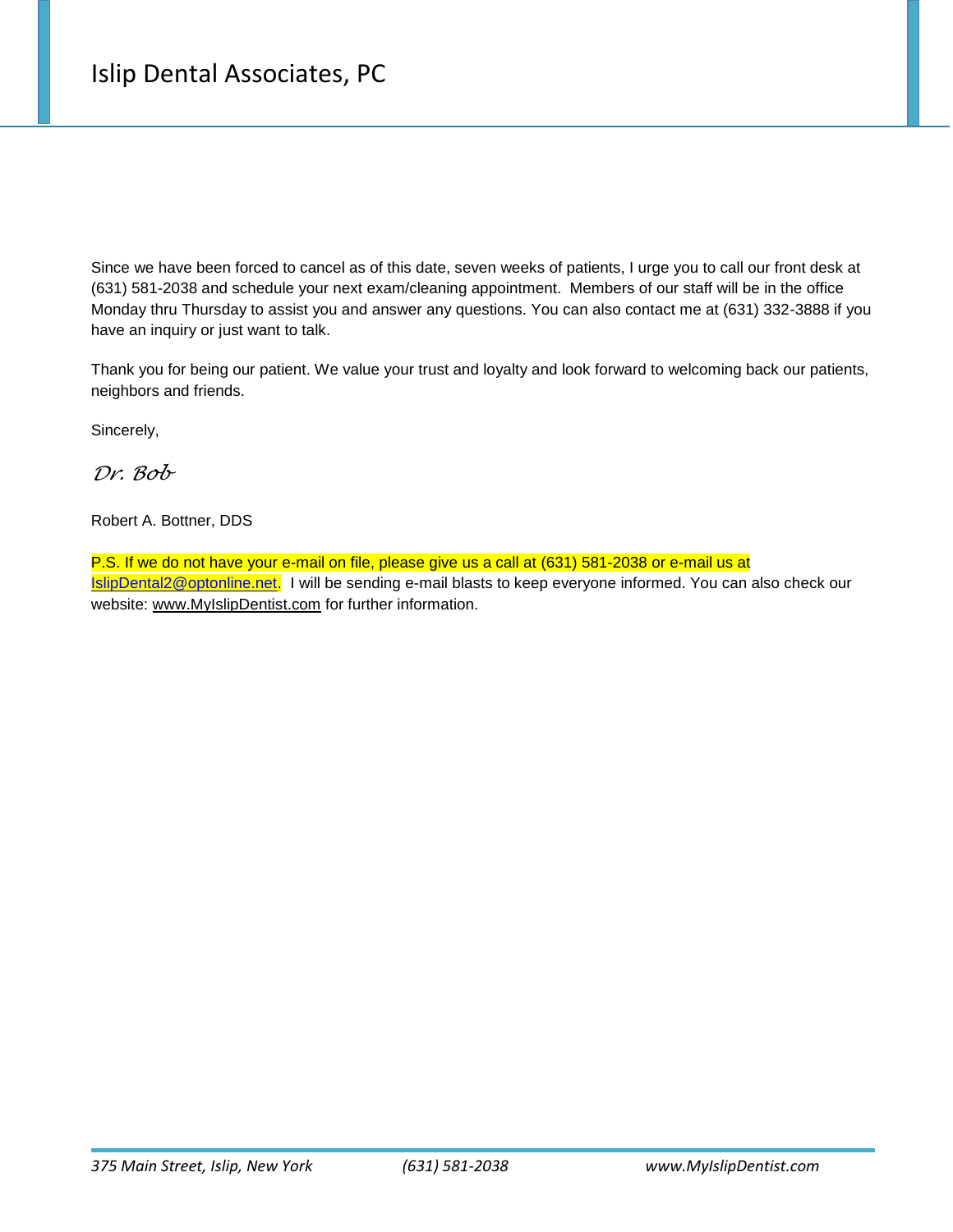Since we have been forced to cancel as of this date, seven weeks of patients, I urge you to call our front desk at (631) 581-2038 and schedule your next exam/cleaning appointment. Members of our staff will be in the office Monday thru Thursday to assist you and answer any questions. You can also contact me at (631) 332-3888 if you have an inquiry or just want to talk.

Thank you for being our patient. We value your trust and loyalty and look forward to welcoming back our patients, neighbors and friends.

Sincerely,

*Dr. Bob*

Robert A. Bottner, DDS

P.S. If we do not have your e-mail on file, please give us a call at (631) 581-2038 or e-mail us at IslipDental2@optonline.net. I will be sending e-mail blasts to keep everyone informed. You can also check our website: www.MyIslipDentist.com for further information.